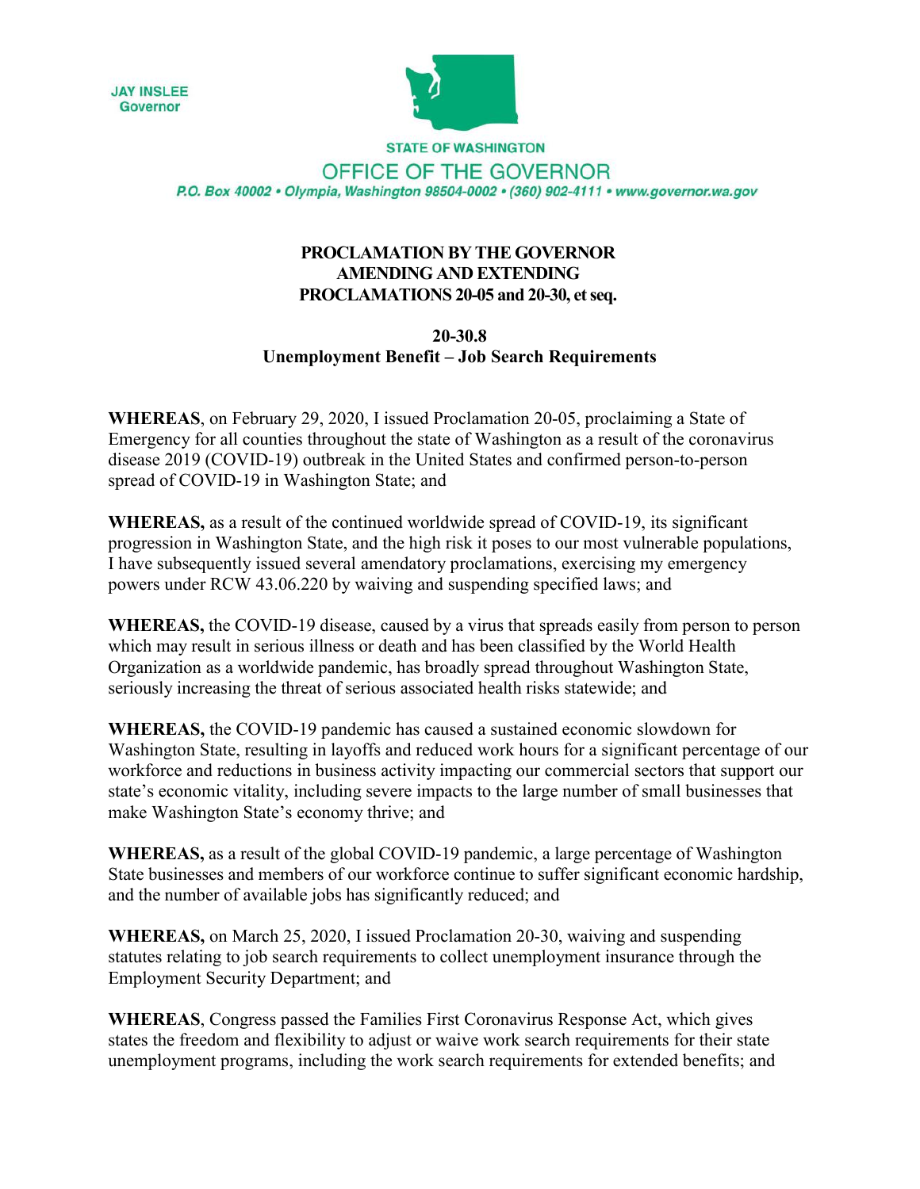JAY INSLEE
Governor

STATE OF WASHINGTON

OFFICE OF THE GOVERNOR

*P.O. Box 40002 • Olympia, Washington 98504-0002 • (360) 902-4111 • www.governor.wa.gov*

# PROCLAMATION BY THE GOVERNOR AMENDING AND EXTENDING PROCLAMATIONS 20-05 and 20-30, et seq.

## 20-30.8
## Unemployment Benefit – Job Search Requirements

**WHEREAS**, on February 29, 2020, I issued Proclamation 20-05, proclaiming a State of Emergency for all counties throughout the state of Washington as a result of the coronavirus disease 2019 (COVID-19) outbreak in the United States and confirmed person-to-person spread of COVID-19 in Washington State; and

**WHEREAS,** as a result of the continued worldwide spread of COVID-19, its significant progression in Washington State, and the high risk it poses to our most vulnerable populations, I have subsequently issued several amendatory proclamations, exercising my emergency powers under RCW 43.06.220 by waiving and suspending specified laws; and

**WHEREAS,** the COVID-19 disease, caused by a virus that spreads easily from person to person which may result in serious illness or death and has been classified by the World Health Organization as a worldwide pandemic, has broadly spread throughout Washington State, seriously increasing the threat of serious associated health risks statewide; and

**WHEREAS,** the COVID-19 pandemic has caused a sustained economic slowdown for Washington State, resulting in layoffs and reduced work hours for a significant percentage of our workforce and reductions in business activity impacting our commercial sectors that support our state's economic vitality, including severe impacts to the large number of small businesses that make Washington State's economy thrive; and

**WHEREAS,** as a result of the global COVID-19 pandemic, a large percentage of Washington State businesses and members of our workforce continue to suffer significant economic hardship, and the number of available jobs has significantly reduced; and

**WHEREAS,** on March 25, 2020, I issued Proclamation 20-30, waiving and suspending statutes relating to job search requirements to collect unemployment insurance through the Employment Security Department; and

**WHEREAS**, Congress passed the Families First Coronavirus Response Act, which gives states the freedom and flexibility to adjust or waive work search requirements for their state unemployment programs, including the work search requirements for extended benefits; and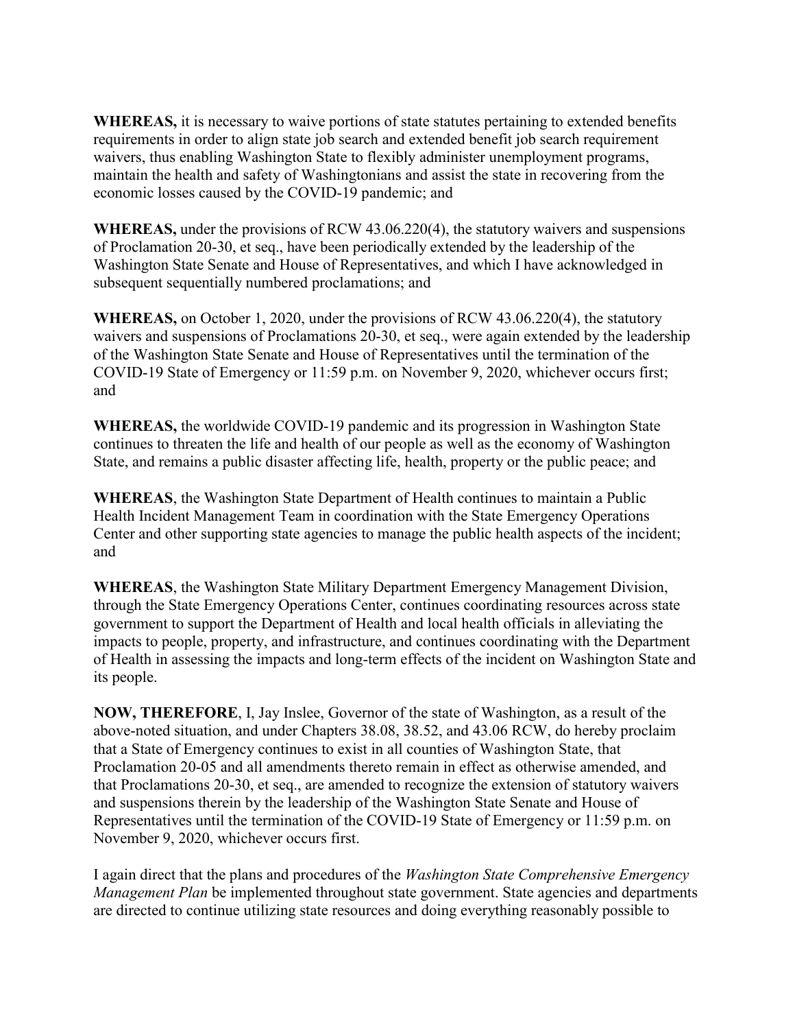**WHEREAS,** it is necessary to waive portions of state statutes pertaining to extended benefits requirements in order to align state job search and extended benefit job search requirement waivers, thus enabling Washington State to flexibly administer unemployment programs, maintain the health and safety of Washingtonians and assist the state in recovering from the economic losses caused by the COVID-19 pandemic; and

**WHEREAS,** under the provisions of RCW 43.06.220(4), the statutory waivers and suspensions of Proclamation 20-30, et seq., have been periodically extended by the leadership of the Washington State Senate and House of Representatives, and which I have acknowledged in subsequent sequentially numbered proclamations; and

**WHEREAS,** on October 1, 2020, under the provisions of RCW 43.06.220(4), the statutory waivers and suspensions of Proclamations 20-30, et seq., were again extended by the leadership of the Washington State Senate and House of Representatives until the termination of the COVID-19 State of Emergency or 11:59 p.m. on November 9, 2020, whichever occurs first; and

**WHEREAS,** the worldwide COVID-19 pandemic and its progression in Washington State continues to threaten the life and health of our people as well as the economy of Washington State, and remains a public disaster affecting life, health, property or the public peace; and

**WHEREAS**, the Washington State Department of Health continues to maintain a Public Health Incident Management Team in coordination with the State Emergency Operations Center and other supporting state agencies to manage the public health aspects of the incident; and

**WHEREAS**, the Washington State Military Department Emergency Management Division, through the State Emergency Operations Center, continues coordinating resources across state government to support the Department of Health and local health officials in alleviating the impacts to people, property, and infrastructure, and continues coordinating with the Department of Health in assessing the impacts and long-term effects of the incident on Washington State and its people.

**NOW, THEREFORE**, I, Jay Inslee, Governor of the state of Washington, as a result of the above-noted situation, and under Chapters 38.08, 38.52, and 43.06 RCW, do hereby proclaim that a State of Emergency continues to exist in all counties of Washington State, that Proclamation 20-05 and all amendments thereto remain in effect as otherwise amended, and that Proclamations 20-30, et seq., are amended to recognize the extension of statutory waivers and suspensions therein by the leadership of the Washington State Senate and House of Representatives until the termination of the COVID-19 State of Emergency or 11:59 p.m. on November 9, 2020, whichever occurs first.

I again direct that the plans and procedures of the *Washington State Comprehensive Emergency Management Plan* be implemented throughout state government. State agencies and departments are directed to continue utilizing state resources and doing everything reasonably possible to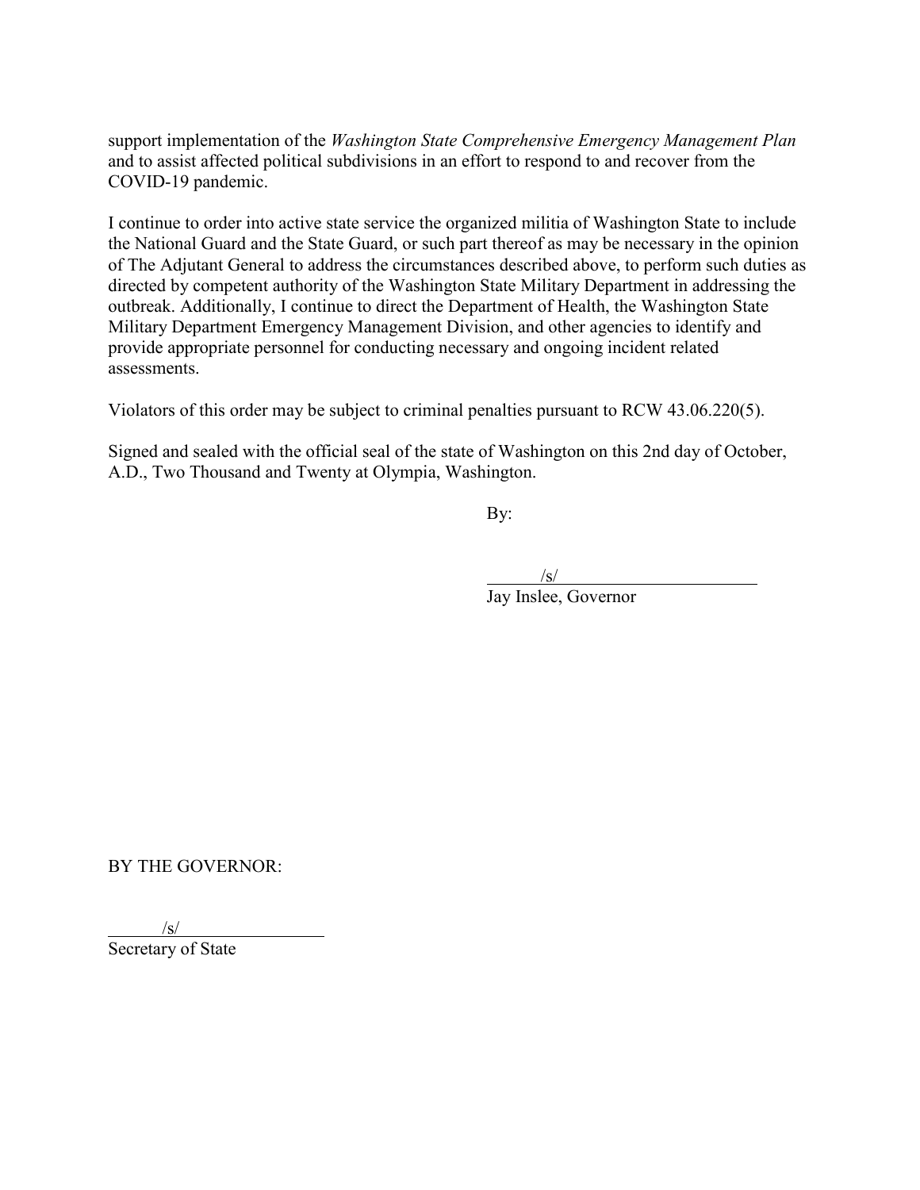support implementation of the *Washington State Comprehensive Emergency Management Plan* and to assist affected political subdivisions in an effort to respond to and recover from the COVID-19 pandemic.

I continue to order into active state service the organized militia of Washington State to include the National Guard and the State Guard, or such part thereof as may be necessary in the opinion of The Adjutant General to address the circumstances described above, to perform such duties as directed by competent authority of the Washington State Military Department in addressing the outbreak. Additionally, I continue to direct the Department of Health, the Washington State Military Department Emergency Management Division, and other agencies to identify and provide appropriate personnel for conducting necessary and ongoing incident related assessments.

Violators of this order may be subject to criminal penalties pursuant to RCW 43.06.220(5).

Signed and sealed with the official seal of the state of Washington on this 2nd day of October, A.D., Two Thousand and Twenty at Olympia, Washington.

By:

/s/

Jay Inslee, Governor

BY THE GOVERNOR:

/s/

Secretary of State